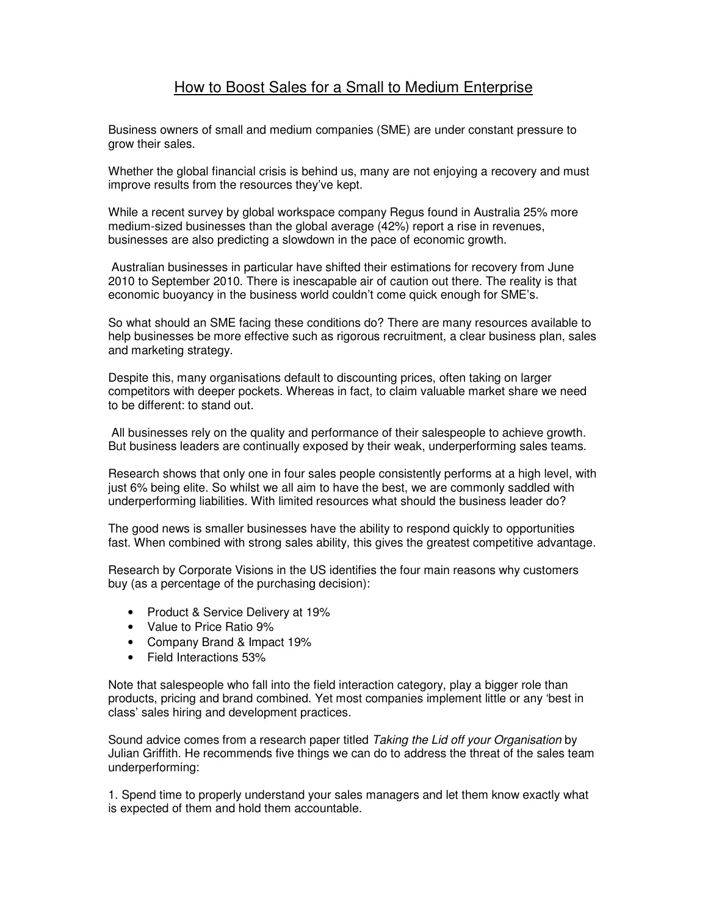# How to Boost Sales for a Small to Medium Enterprise

Business owners of small and medium companies (SME) are under constant pressure to grow their sales.

Whether the global financial crisis is behind us, many are not enjoying a recovery and must improve results from the resources they've kept.

While a recent survey by global workspace company Regus found in Australia 25% more medium-sized businesses than the global average (42%) report a rise in revenues, businesses are also predicting a slowdown in the pace of economic growth.

Australian businesses in particular have shifted their estimations for recovery from June 2010 to September 2010. There is inescapable air of caution out there. The reality is that economic buoyancy in the business world couldn't come quick enough for SME's.

So what should an SME facing these conditions do? There are many resources available to help businesses be more effective such as rigorous recruitment, a clear business plan, sales and marketing strategy.

Despite this, many organisations default to discounting prices, often taking on larger competitors with deeper pockets. Whereas in fact, to claim valuable market share we need to be different: to stand out.

All businesses rely on the quality and performance of their salespeople to achieve growth. But business leaders are continually exposed by their weak, underperforming sales teams.

Research shows that only one in four sales people consistently performs at a high level, with just 6% being elite. So whilst we all aim to have the best, we are commonly saddled with underperforming liabilities. With limited resources what should the business leader do?

The good news is smaller businesses have the ability to respond quickly to opportunities fast. When combined with strong sales ability, this gives the greatest competitive advantage.

Research by Corporate Visions in the US identifies the four main reasons why customers buy (as a percentage of the purchasing decision):

- Product & Service Delivery at 19%
- Value to Price Ratio 9%
- Company Brand & Impact 19%
- Field Interactions 53%

Note that salespeople who fall into the field interaction category, play a bigger role than products, pricing and brand combined. Yet most companies implement little or any 'best in class' sales hiring and development practices.

Sound advice comes from a research paper titled *Taking the Lid off your Organisation* by Julian Griffith. He recommends five things we can do to address the threat of the sales team underperforming:

1. Spend time to properly understand your sales managers and let them know exactly what is expected of them and hold them accountable.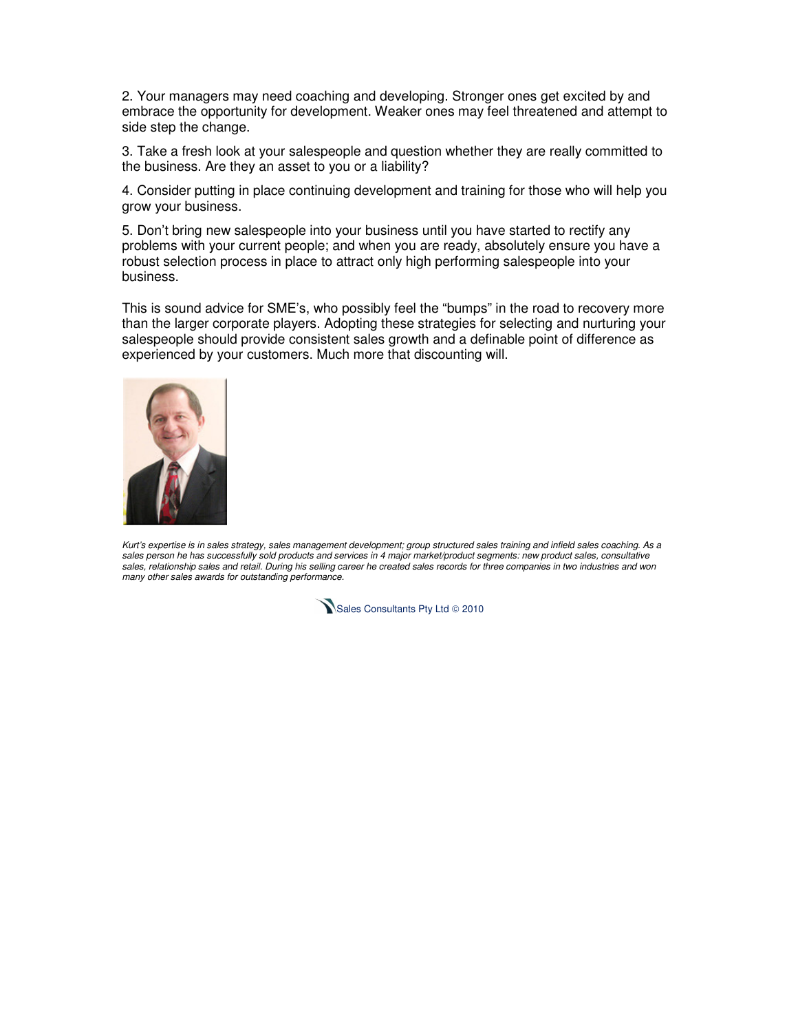2. Your managers may need coaching and developing. Stronger ones get excited by and embrace the opportunity for development. Weaker ones may feel threatened and attempt to side step the change.

3. Take a fresh look at your salespeople and question whether they are really committed to the business. Are they an asset to you or a liability?

4. Consider putting in place continuing development and training for those who will help you grow your business.

5. Don't bring new salespeople into your business until you have started to rectify any problems with your current people; and when you are ready, absolutely ensure you have a robust selection process in place to attract only high performing salespeople into your business.

This is sound advice for SME's, who possibly feel the "bumps" in the road to recovery more than the larger corporate players. Adopting these strategies for selecting and nurturing your salespeople should provide consistent sales growth and a definable point of difference as experienced by your customers. Much more that discounting will.

*Kurt's expertise is in sales strategy, sales management development; group structured sales training and infield sales coaching. As a sales person he has successfully sold products and services in 4 major market/product segments: new product sales, consultative sales, relationship sales and retail. During his selling career he created sales records for three companies in two industries and won many other sales awards for outstanding performance.*

Sales Consultants Pty Ltd © 2010